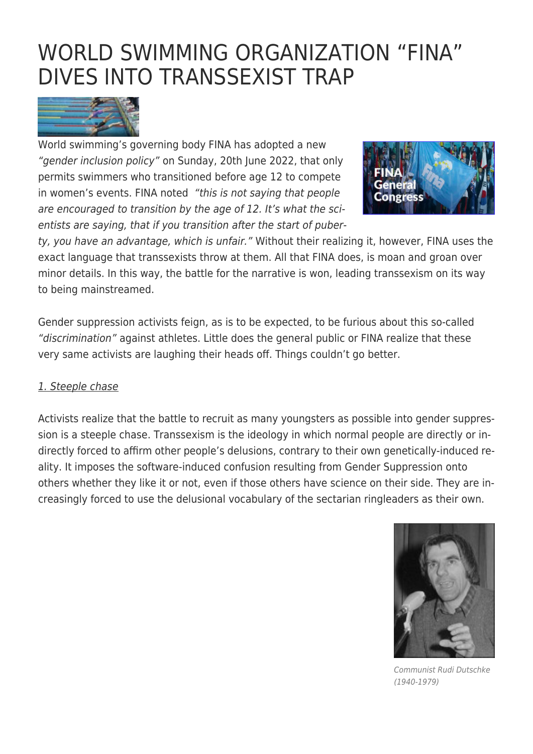# WORLD SWIMMING ORGANIZATION "FINA" DIVES INTO TRANSSEXIST TRAP

World swimming's governing body FINA has adopted a new *"gender inclusion policy"* on Sunday, 20th June 2022, that only permits swimmers who transitioned before age 12 to compete in women's events. FINA noted *"this is not saying that people are encouraged to transition by the age of 12. It's what the scientists are saying, that if you transition after the start of puberty, you have an advantage, which is unfair."* Without their realizing it, however, FINA uses the exact language that transsexists throw at them. All that FINA does, is moan and groan over minor details. In this way, the battle for the narrative is won, leading transsexism on its way to being mainstreamed.

Gender suppression activists feign, as is to be expected, to be furious about this so-called *"discrimination"* against athletes. Little does the general public or FINA realize that these very same activists are laughing their heads off. Things couldn't go better.

## 1. Steeple chase

Activists realize that the battle to recruit as many youngsters as possible into gender suppression is a steeple chase. Transsexism is the ideology in which normal people are directly or indirectly forced to affirm other people's delusions, contrary to their own genetically-induced reality. It imposes the software-induced confusion resulting from Gender Suppression onto others whether they like it or not, even if those others have science on their side. They are increasingly forced to use the delusional vocabulary of the sectarian ringleaders as their own.

Communist Rudi Dutschke (1940-1979)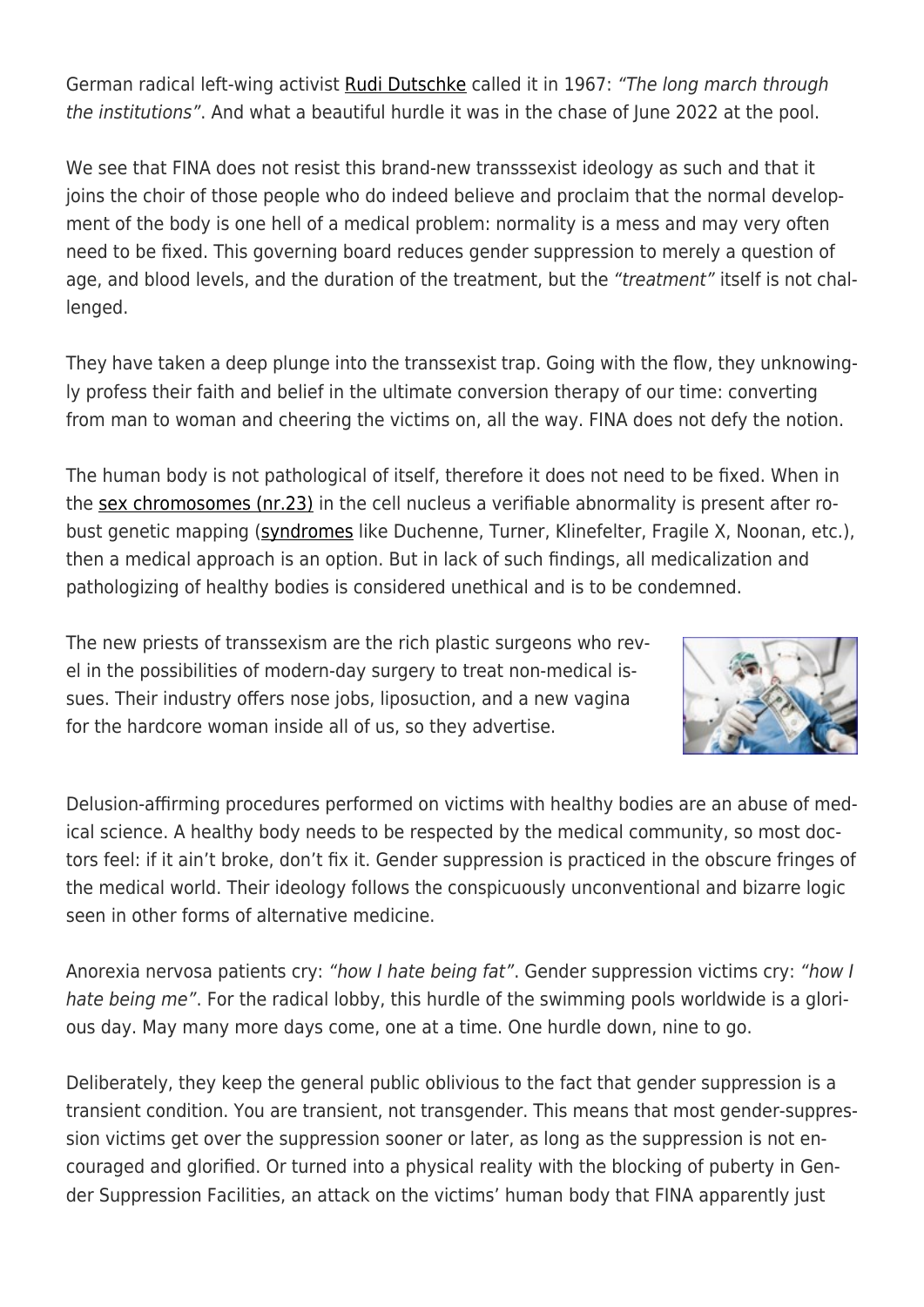German radical left-wing activist Rudi Dutschke called it in 1967: *"The long march through the institutions"*. And what a beautiful hurdle it was in the chase of June 2022 at the pool.

We see that FINA does not resist this brand-new transssexist ideology as such and that it joins the choir of those people who do indeed believe and proclaim that the normal development of the body is one hell of a medical problem: normality is a mess and may very often need to be fixed. This governing board reduces gender suppression to merely a question of age, and blood levels, and the duration of the treatment, but the *"treatment"* itself is not challenged.

They have taken a deep plunge into the transsexist trap. Going with the flow, they unknowingly profess their faith and belief in the ultimate conversion therapy of our time: converting from man to woman and cheering the victims on, all the way. FINA does not defy the notion.

The human body is not pathological of itself, therefore it does not need to be fixed. When in the sex chromosomes (nr.23) in the cell nucleus a verifiable abnormality is present after robust genetic mapping (syndromes like Duchenne, Turner, Klinefelter, Fragile X, Noonan, etc.), then a medical approach is an option. But in lack of such findings, all medicalization and pathologizing of healthy bodies is considered unethical and is to be condemned.

The new priests of transsexism are the rich plastic surgeons who revel in the possibilities of modern-day surgery to treat non-medical issues. Their industry offers nose jobs, liposuction, and a new vagina for the hardcore woman inside all of us, so they advertise.

Delusion-affirming procedures performed on victims with healthy bodies are an abuse of medical science. A healthy body needs to be respected by the medical community, so most doctors feel: if it ain't broke, don't fix it. Gender suppression is practiced in the obscure fringes of the medical world. Their ideology follows the conspicuously unconventional and bizarre logic seen in other forms of alternative medicine.

Anorexia nervosa patients cry: *"how I hate being fat"*. Gender suppression victims cry: *"how I hate being me"*. For the radical lobby, this hurdle of the swimming pools worldwide is a glorious day. May many more days come, one at a time. One hurdle down, nine to go.

Deliberately, they keep the general public oblivious to the fact that gender suppression is a transient condition. You are transient, not transgender. This means that most gender-suppression victims get over the suppression sooner or later, as long as the suppression is not encouraged and glorified. Or turned into a physical reality with the blocking of puberty in Gender Suppression Facilities, an attack on the victims' human body that FINA apparently just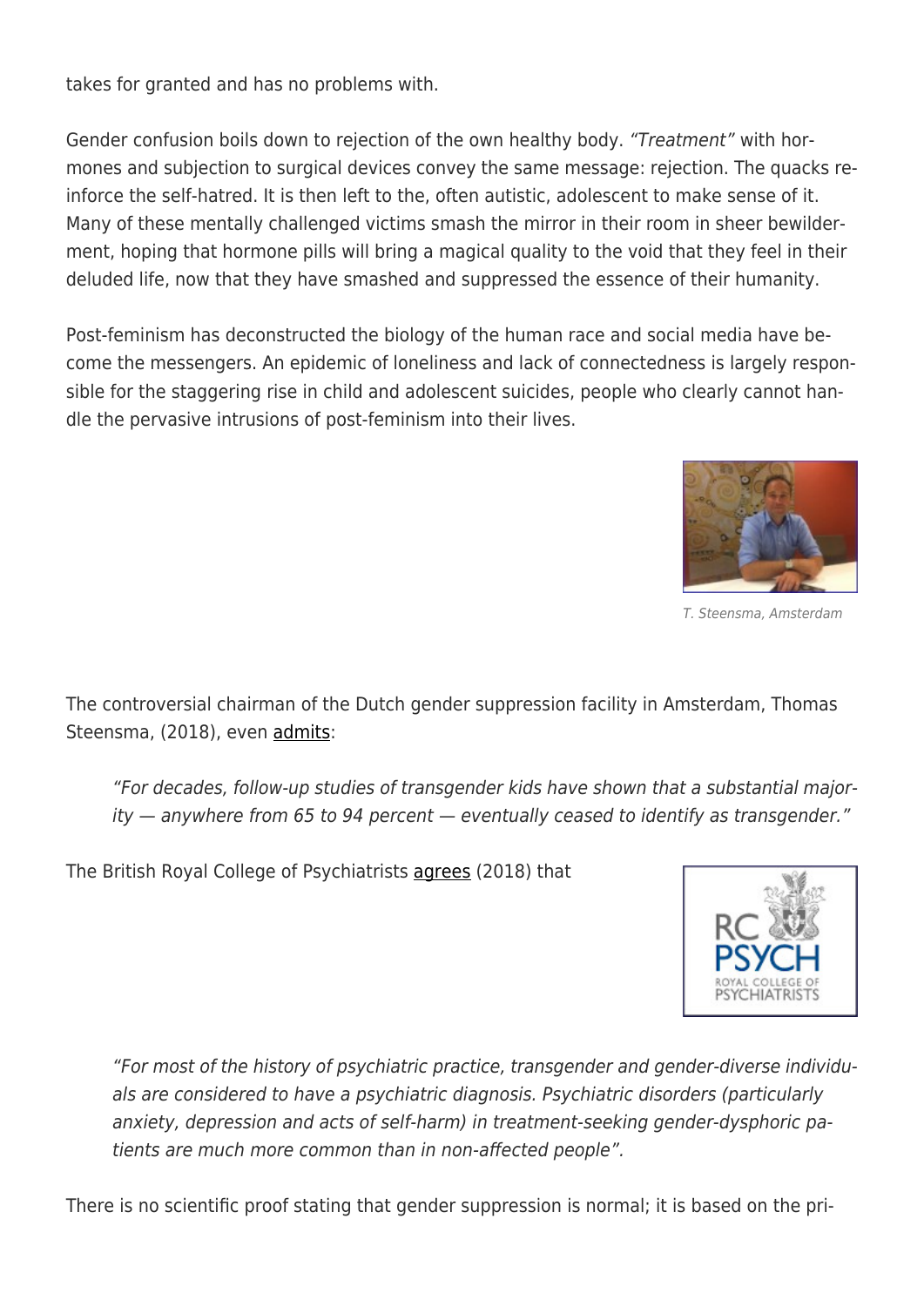takes for granted and has no problems with.

Gender confusion boils down to rejection of the own healthy body. *"Treatment"* with hormones and subjection to surgical devices convey the same message: rejection. The quacks reinforce the self-hatred. It is then left to the, often autistic, adolescent to make sense of it. Many of these mentally challenged victims smash the mirror in their room in sheer bewilderment, hoping that hormone pills will bring a magical quality to the void that they feel in their deluded life, now that they have smashed and suppressed the essence of their humanity.

Post-feminism has deconstructed the biology of the human race and social media have become the messengers. An epidemic of loneliness and lack of connectedness is largely responsible for the staggering rise in child and adolescent suicides, people who clearly cannot handle the pervasive intrusions of post-feminism into their lives.

*T. Steensma, Amsterdam*

The controversial chairman of the Dutch gender suppression facility in Amsterdam, Thomas Steensma, (2018), even admits:

> *"For decades, follow-up studies of transgender kids have shown that a substantial majority — anywhere from 65 to 94 percent — eventually ceased to identify as transgender."*

The British Royal College of Psychiatrists agrees (2018) that

> *"For most of the history of psychiatric practice, transgender and gender-diverse individuals are considered to have a psychiatric diagnosis. Psychiatric disorders (particularly anxiety, depression and acts of self-harm) in treatment-seeking gender-dysphoric patients are much more common than in non-affected people".*

There is no scientific proof stating that gender suppression is normal; it is based on the pri-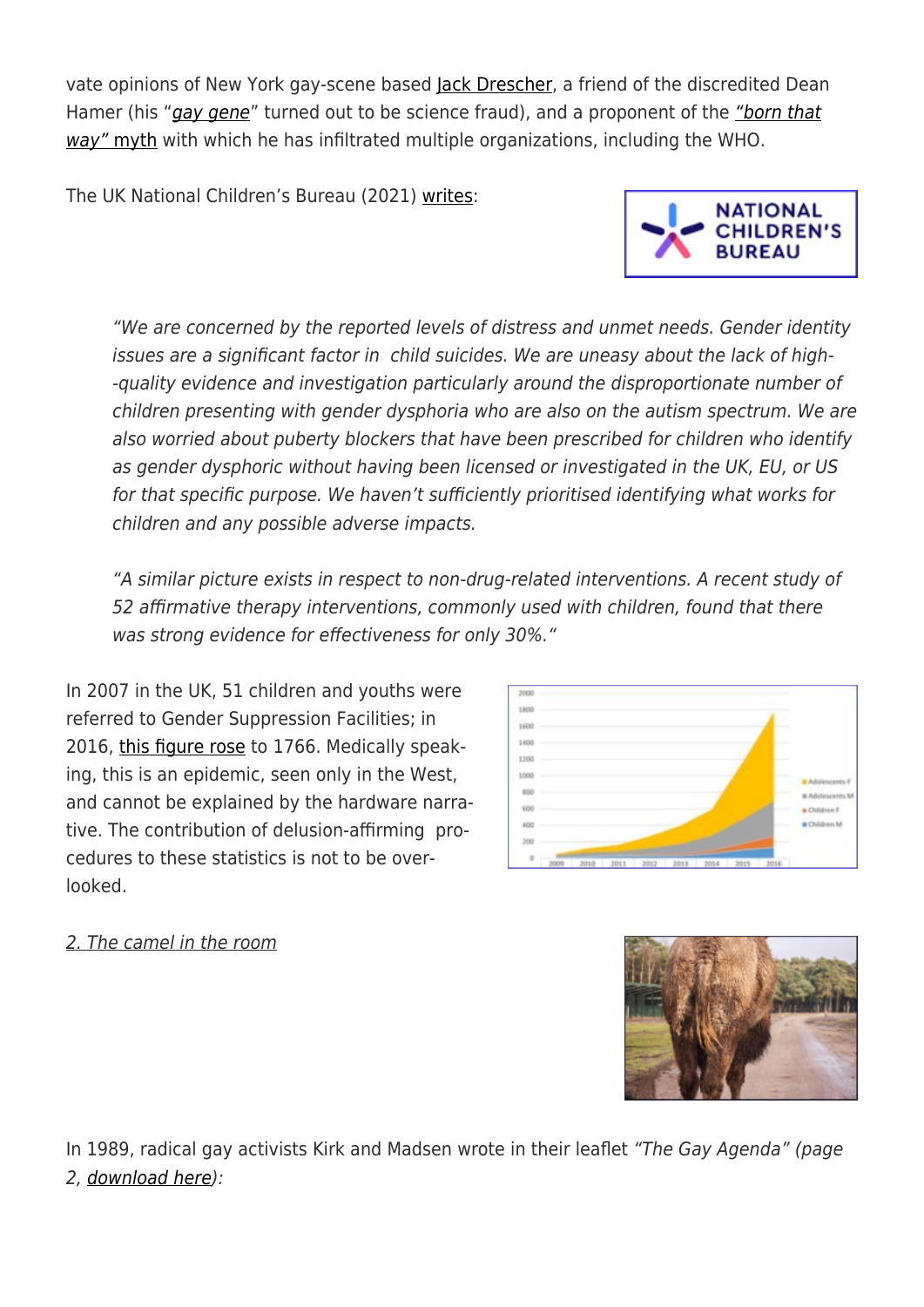vate opinions of New York gay-scene based Jack Drescher, a friend of the discredited Dean Hamer (his "*gay gene*" turned out to be science fraud), and a proponent of the *"born that way" myth* with which he has infiltrated multiple organizations, including the WHO.

The UK National Children's Bureau (2021) writes:

> *"We are concerned by the reported levels of distress and unmet needs. Gender identity issues are a significant factor in child suicides. We are uneasy about the lack of high-quality evidence and investigation particularly around the disproportionate number of children presenting with gender dysphoria who are also on the autism spectrum. We are also worried about puberty blockers that have been prescribed for children who identify as gender dysphoric without having been licensed or investigated in the UK, EU, or US for that specific purpose. We haven't sufficiently prioritised identifying what works for children and any possible adverse impacts.*
>
> *"A similar picture exists in respect to non-drug-related interventions. A recent study of 52 affirmative therapy interventions, commonly used with children, found that there was strong evidence for effectiveness for only 30%."*

In 2007 in the UK, 51 children and youths were referred to Gender Suppression Facilities; in 2016, this figure rose to 1766. Medically speaking, this is an epidemic, seen only in the West, and cannot be explained by the hardware narrative. The contribution of delusion-affirming procedures to these statistics is not to be overlooked.

## *2. The camel in the room*

In 1989, radical gay activists Kirk and Madsen wrote in their leaflet *"The Gay Agenda" (page 2, download here):*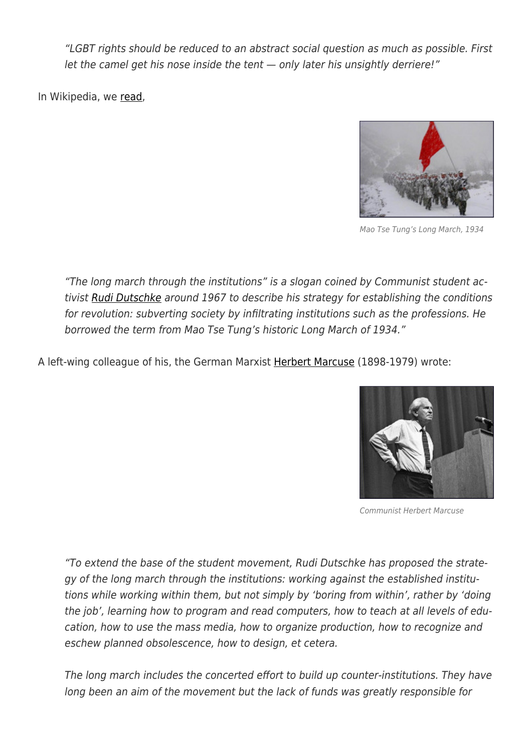> *"LGBT rights should be reduced to an abstract social question as much as possible. First let the camel get his nose inside the tent — only later his unsightly derriere!"*

In Wikipedia, we read,

Mao Tse Tung's Long March, 1934

> *"The long march through the institutions" is a slogan coined by Communist student activist Rudi Dutschke around 1967 to describe his strategy for establishing the conditions for revolution: subverting society by infiltrating institutions such as the professions. He borrowed the term from Mao Tse Tung's historic Long March of 1934."*

A left-wing colleague of his, the German Marxist Herbert Marcuse (1898-1979) wrote:

Communist Herbert Marcuse

> *"To extend the base of the student movement, Rudi Dutschke has proposed the strategy of the long march through the institutions: working against the established institutions while working within them, but not simply by 'boring from within', rather by 'doing the job', learning how to program and read computers, how to teach at all levels of education, how to use the mass media, how to organize production, how to recognize and eschew planned obsolescence, how to design, et cetera.*
>
> *The long march includes the concerted effort to build up counter-institutions. They have long been an aim of the movement but the lack of funds was greatly responsible for*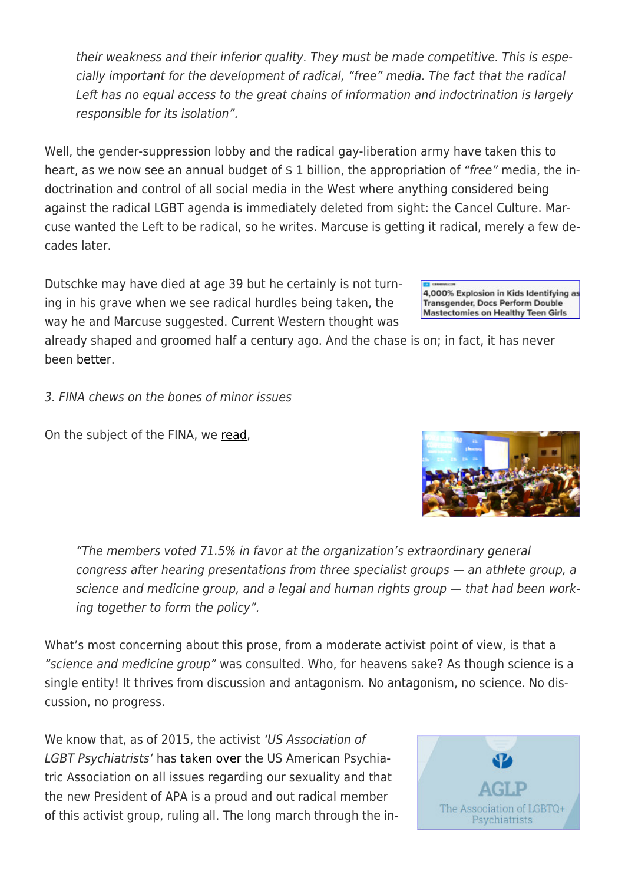*their weakness and their inferior quality. They must be made competitive. This is especially important for the development of radical, "free" media. The fact that the radical Left has no equal access to the great chains of information and indoctrination is largely responsible for its isolation".*

Well, the gender-suppression lobby and the radical gay-liberation army have taken this to heart, as we now see an annual budget of $ 1 billion, the appropriation of *"free"* media, the indoctrination and control of all social media in the West where anything considered being against the radical LGBT agenda is immediately deleted from sight: the Cancel Culture. Marcuse wanted the Left to be radical, so he writes. Marcuse is getting it radical, merely a few decades later.

Dutschke may have died at age 39 but he certainly is not turning in his grave when we see radical hurdles being taken, the way he and Marcuse suggested. Current Western thought was already shaped and groomed half a century ago. And the chase is on; in fact, it has never been better.

4,000% Explosion in Kids Identifying as Transgender, Docs Perform Double Mastectomies on Healthy Teen Girls

*3. FINA chews on the bones of minor issues*

On the subject of the FINA, we read,

*"The members voted 71.5% in favor at the organization's extraordinary general congress after hearing presentations from three specialist groups — an athlete group, a science and medicine group, and a legal and human rights group — that had been working together to form the policy".*

What's most concerning about this prose, from a moderate activist point of view, is that a *"science and medicine group"* was consulted. Who, for heavens sake? As though science is a single entity! It thrives from discussion and antagonism. No antagonism, no science. No discussion, no progress.

We know that, as of 2015, the activist *'US Association of LGBT Psychiatrists'* has taken over the US American Psychiatric Association on all issues regarding our sexuality and that the new President of APA is a proud and out radical member of this activist group, ruling all. The long march through the in-

AGLP The Association of LGBTQ+ Psychiatrists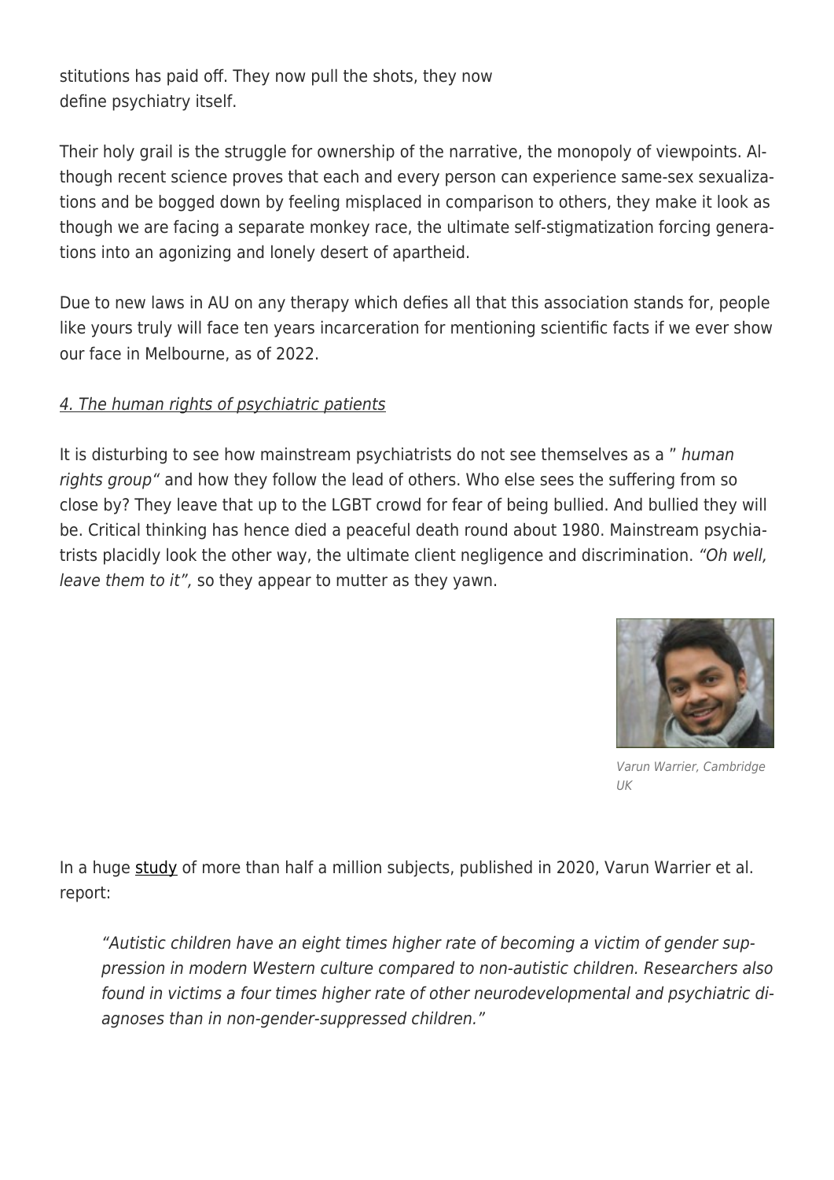stitutions has paid off. They now pull the shots, they now define psychiatry itself.

Their holy grail is the struggle for ownership of the narrative, the monopoly of viewpoints. Although recent science proves that each and every person can experience same-sex sexualizations and be bogged down by feeling misplaced in comparison to others, they make it look as though we are facing a separate monkey race, the ultimate self-stigmatization forcing generations into an agonizing and lonely desert of apartheid.

Due to new laws in AU on any therapy which defies all that this association stands for, people like yours truly will face ten years incarceration for mentioning scientific facts if we ever show our face in Melbourne, as of 2022.

4. The human rights of psychiatric patients

It is disturbing to see how mainstream psychiatrists do not see themselves as a " *human rights group"* and how they follow the lead of others. Who else sees the suffering from so close by? They leave that up to the LGBT crowd for fear of being bullied. And bullied they will be. Critical thinking has hence died a peaceful death round about 1980. Mainstream psychiatrists placidly look the other way, the ultimate client negligence and discrimination. *"Oh well, leave them to it",* so they appear to mutter as they yawn.

*Varun Warrier, Cambridge UK*

In a huge study of more than half a million subjects, published in 2020, Varun Warrier et al. report:

> *"Autistic children have an eight times higher rate of becoming a victim of gender suppression in modern Western culture compared to non-autistic children. Researchers also found in victims a four times higher rate of other neurodevelopmental and psychiatric diagnoses than in non-gender-suppressed children."*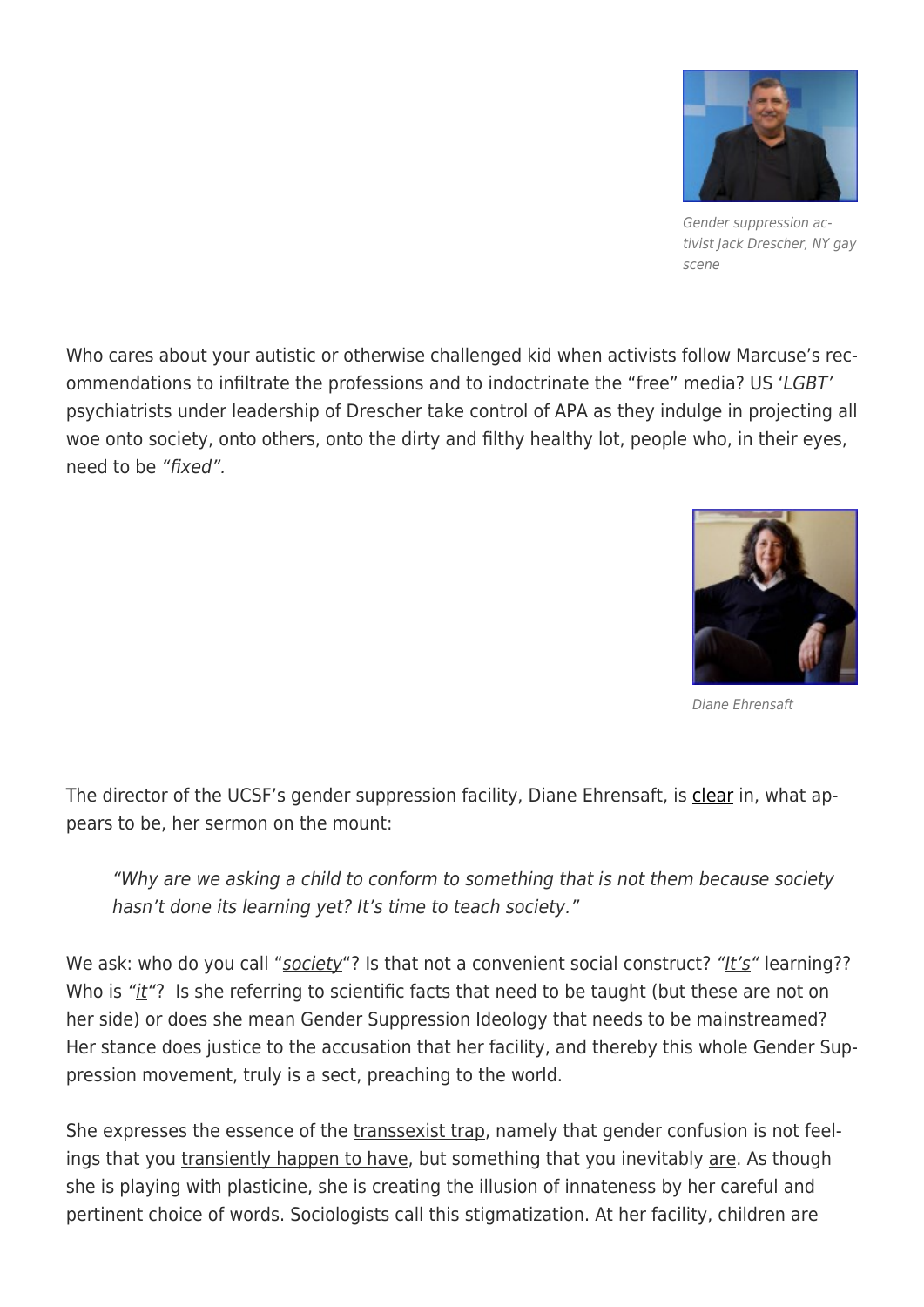*Gender suppression activist Jack Drescher, NY gay scene*

Who cares about your autistic or otherwise challenged kid when activists follow Marcuse's recommendations to infiltrate the professions and to indoctrinate the "free" media? US '*LGBT*' psychiatrists under leadership of Drescher take control of APA as they indulge in projecting all woe onto society, onto others, onto the dirty and filthy healthy lot, people who, in their eyes, need to be *"fixed".*

*Diane Ehrensaft*

The director of the UCSF's gender suppression facility, Diane Ehrensaft, is clear in, what appears to be, her sermon on the mount:

> *"Why are we asking a child to conform to something that is not them because society hasn't done its learning yet? It's time to teach society."*

We ask: who do you call "*society*"? Is that not a convenient social construct? "*It's*" learning?? Who is "*it*"? Is she referring to scientific facts that need to be taught (but these are not on her side) or does she mean Gender Suppression Ideology that needs to be mainstreamed? Her stance does justice to the accusation that her facility, and thereby this whole Gender Suppression movement, truly is a sect, preaching to the world.

She expresses the essence of the transsexist trap, namely that gender confusion is not feelings that you transiently happen to have, but something that you inevitably are. As though she is playing with plasticine, she is creating the illusion of innateness by her careful and pertinent choice of words. Sociologists call this stigmatization. At her facility, children are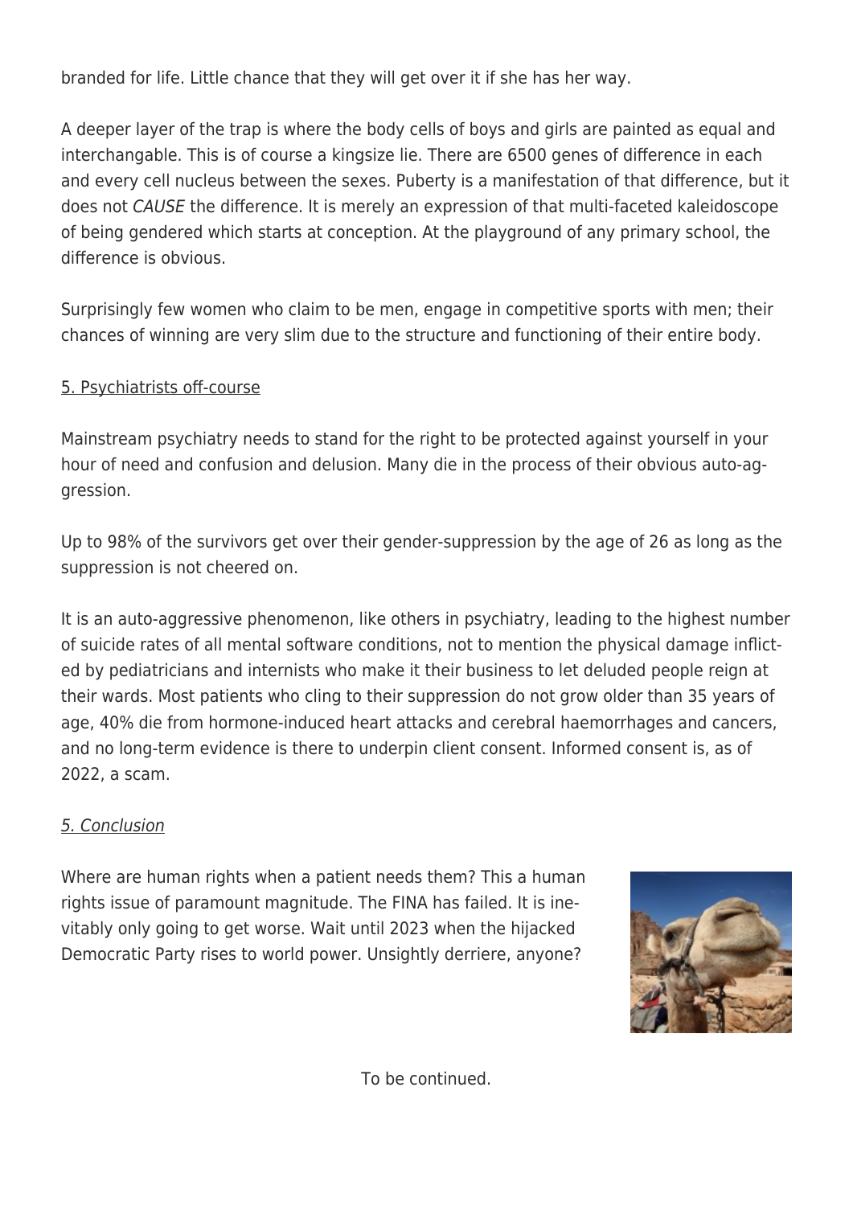branded for life. Little chance that they will get over it if she has her way.

A deeper layer of the trap is where the body cells of boys and girls are painted as equal and interchangable. This is of course a kingsize lie. There are 6500 genes of difference in each and every cell nucleus between the sexes. Puberty is a manifestation of that difference, but it does not *CAUSE* the difference. It is merely an expression of that multi-faceted kaleidoscope of being gendered which starts at conception. At the playground of any primary school, the difference is obvious.

Surprisingly few women who claim to be men, engage in competitive sports with men; their chances of winning are very slim due to the structure and functioning of their entire body.

5. Psychiatrists off-course

Mainstream psychiatry needs to stand for the right to be protected against yourself in your hour of need and confusion and delusion. Many die in the process of their obvious auto-aggression.

Up to 98% of the survivors get over their gender-suppression by the age of 26 as long as the suppression is not cheered on.

It is an auto-aggressive phenomenon, like others in psychiatry, leading to the highest number of suicide rates of all mental software conditions, not to mention the physical damage inflicted by pediatricians and internists who make it their business to let deluded people reign at their wards. Most patients who cling to their suppression do not grow older than 35 years of age, 40% die from hormone-induced heart attacks and cerebral haemorrhages and cancers, and no long-term evidence is there to underpin client consent. Informed consent is, as of 2022, a scam.

*5. Conclusion*

Where are human rights when a patient needs them? This a human rights issue of paramount magnitude. The FINA has failed. It is inevitably only going to get worse. Wait until 2023 when the hijacked Democratic Party rises to world power. Unsightly derriere, anyone?

To be continued.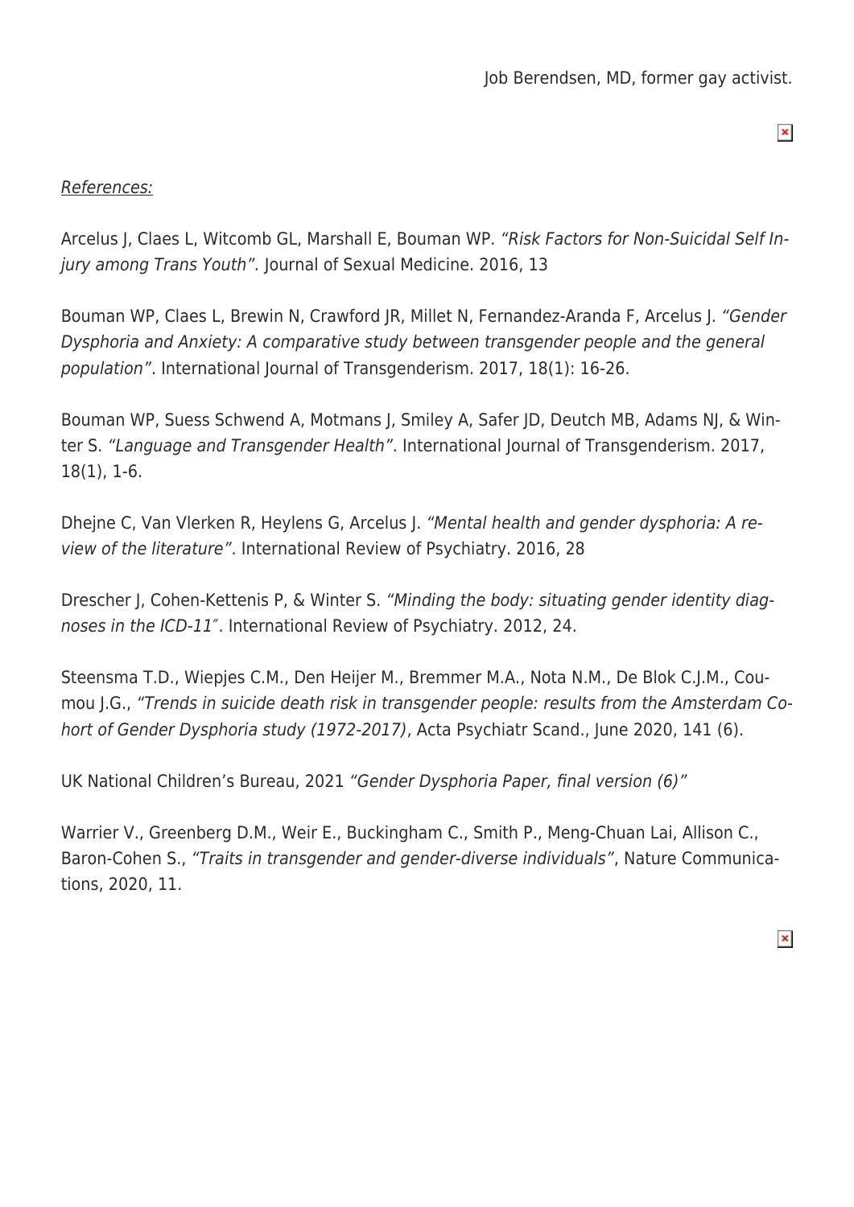Job Berendsen, MD, former gay activist.

_References:_

Arcelus J, Claes L, Witcomb GL, Marshall E, Bouman WP. *"Risk Factors for Non-Suicidal Self Injury among Trans Youth".* Journal of Sexual Medicine. 2016, 13

Bouman WP, Claes L, Brewin N, Crawford JR, Millet N, Fernandez-Aranda F, Arcelus J. *"Gender Dysphoria and Anxiety: A comparative study between transgender people and the general population"*. International Journal of Transgenderism. 2017, 18(1): 16-26.

Bouman WP, Suess Schwend A, Motmans J, Smiley A, Safer JD, Deutch MB, Adams NJ, & Winter S. *"Language and Transgender Health"*. International Journal of Transgenderism. 2017, 18(1), 1-6.

Dhejne C, Van Vlerken R, Heylens G, Arcelus J. *"Mental health and gender dysphoria: A review of the literature".* International Review of Psychiatry. 2016, 28

Drescher J, Cohen-Kettenis P, & Winter S. *"Minding the body: situating gender identity diagnoses in the ICD-11″*. International Review of Psychiatry. 2012, 24.

Steensma T.D., Wiepjes C.M., Den Heijer M., Bremmer M.A., Nota N.M., De Blok C.J.M., Coumou J.G., *"Trends in suicide death risk in transgender people: results from the Amsterdam Cohort of Gender Dysphoria study (1972-2017)*, Acta Psychiatr Scand., June 2020, 141 (6).

UK National Children's Bureau, 2021 *"Gender Dysphoria Paper, final version (6)"*

Warrier V., Greenberg D.M., Weir E., Buckingham C., Smith P., Meng-Chuan Lai, Allison C., Baron-Cohen S., *"Traits in transgender and gender-diverse individuals"*, Nature Communications, 2020, 11.